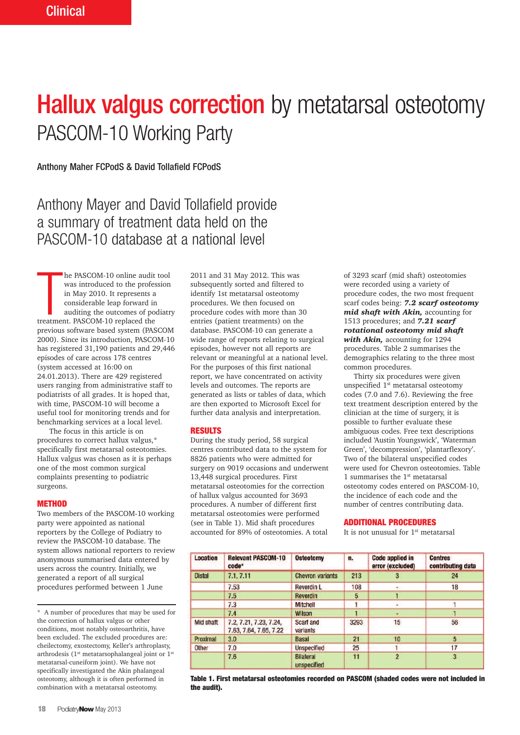# Hallux valgus correction by metatarsal osteotomy

## PASCOM-10 Working Party

**Anthony Maher FCPodS & David Tollafield FCPodS**

Anthony Mayer and David Tollafield provide a summary of treatment data held on the PASCOM-10 database at a national level

The PASCOM-10 online audit tool was introduced to the profession in May 2010. It represents a considerable leap forward in auditing the outcomes of podiatry treatment. PASCOM-10 replaced the previous software based system (PASCOM 2000). Since its introduction, PASCOM-10 has registered 31,190 patients and 29,446 episodes of care across 178 centres (system accessed at 16:00 on 24.01.2013). There are 429 registered users ranging from administrative staff to podiatrists of all grades. It is hoped that, with time, PASCOM-10 will become a useful tool for monitoring trends and for benchmarking services at a local level.

The focus in this article is on procedures to correct hallux valgus,* specifically first metatarsal osteotomies. Hallux valgus was chosen as it is perhaps one of the most common surgical complaints presenting to podiatric surgeons.

### METHOD

Two members of the PASCOM-10 working party were appointed as national reporters by the College of Podiatry to review the PASCOM-10 database. The system allows national reporters to review anonymous summarised data entered by users across the country. Initially, we generated a report of all surgical procedures performed between 1 June 2011 and 31 May 2012. This was subsequently sorted and filtered to identify 1st metatarsal osteotomy procedures. We then focused on procedure codes with more than 30 entries (patient treatments) on the database. PASCOM-10 can generate a wide range of reports relating to surgical episodes, however not all reports are relevant or meaningful at a national level. For the purposes of this first national report, we have concentrated on activity levels and outcomes. The reports are generated as lists or tables of data, which are then exported to Microsoft Excel for further data analysis and interpretation.

### RESULTS

During the study period, 58 surgical centres contributed data to the system for 8826 patients who were admitted for surgery on 9019 occasions and underwent 13,448 surgical procedures. First metatarsal osteotomies for the correction of hallux valgus accounted for 3693 procedures. A number of different first metatarsal osteotomies were performed (see in Table 1). Mid shaft procedures accounted for 89% of osteotomies. A total of 3293 scarf (mid shaft) osteotomies were recorded using a variety of procedure codes, the two most frequent scarf codes being: ***7.2 scarf osteotomy mid shaft with Akin,*** accounting for 1513 procedures; and ***7.21 scarf rotational osteotomy mid shaft with Akin,*** accounting for 1294 procedures. Table 2 summarises the demographics relating to the three most common procedures.

Thirty six procedures were given unspecified 1st metatarsal osteotomy codes (7.0 and 7.6). Reviewing the free text treatment description entered by the clinician at the time of surgery, it is possible to further evaluate these ambiguous codes. Free text descriptions included 'Austin Youngswick', 'Waterman Green', 'decompression', 'plantarflexory'. Two of the bilateral unspecified codes were used for Chevron osteotomies. Table 1 summarises the 1st metatarsal osteotomy codes entered on PASCOM-10, the incidence of each code and the number of centres contributing data.

### ADDITIONAL PROCEDURES

It is not unusual for 1st metatarsal

| Location | Relevant PASCOM-10 code* | Osteotomy | n. | Code applied in error (excluded) | Centres contributing data |
|---|---|---|---|---|---|
| Distal | 7.1, 7.11 | Chevron variants | 213 | 3 | 24 |
| | 7.53 | Reverdin L | 108 | - | 18 |
| | 7.5 | Reverdin | 5 | 1 | |
| | 7.3 | Mitchell | 1 | - | 1 |
| | 7.4 | Wilson | 1 | - | 1 |
| Mid shaft | 7.2, 7.21, 7.23, 7.24, 7.63, 7.64, 7.65, 7.22 | Scarf and variants | 3293 | 15 | 56 |
| Proximal | 3.0 | Basal | 21 | 10 | 5 |
| Other | 7.0 | Unspecified | 25 | 1 | 17 |
| | 7.6 | Bilateral unspecified | 11 | 2 | 3 |

**Table 1. First metatarsal osteotomies recorded on PASCOM (shaded codes were not included in the audit).**

\* A number of procedures that may be used for the correction of hallux valgus or other conditions, most notably osteoarthritis, have been excluded. The excluded procedures are: cheilectomy, exostectomy, Keller's arthroplasty, arthrodesis (1st metatarsophalangeal joint or 1st metatarsal-cuneiform joint). We have not specifically investigated the Akin phalangeal osteotomy, although it is often performed in combination with a metatarsal osteotomy.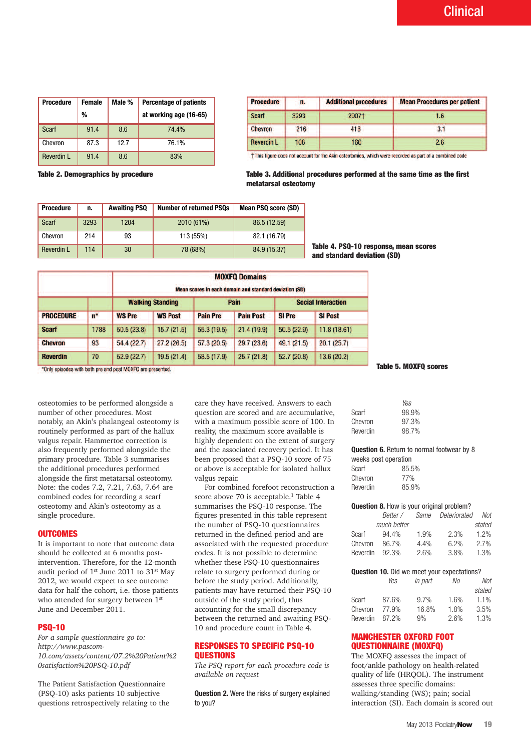| Procedure | Female % | Male % | Percentage of patients at working age (16-65) |
|---|---|---|---|
| Scarf | 91.4 | 8.6 | 74.4% |
| Chevron | 87.3 | 12.7 | 76.1% |
| Reverdin L | 91.4 | 8.6 | 83% |

**Table 2. Demographics by procedure**

| Procedure | n. | Additional procedures | Mean Procedures per patient |
|---|---|---|---|
| Scarf | 3293 | 2007† | 1.6 |
| Chevron | 216 | 418 | 3.1 |
| Reverdin L | 108 | 166 | 2.6 |

† This figure does not account for the Akin osteotomies, which were recorded as part of a combined code

**Table 3. Additional procedures performed at the same time as the first metatarsal osteotomy**

| Procedure | n. | Awaiting PSQ | Number of returned PSQs | Mean PSQ score (SD) |
|---|---|---|---|---|
| Scarf | 3293 | 1204 | 2010 (61%) | 86.5 (12.59) |
| Chevron | 214 | 93 | 113 (55%) | 82.1 (16.79) |
| Reverdin L | 114 | 30 | 78 (68%) | 84.9 (15.37) |

**Table 4. PSQ-10 response, mean scores and standard deviation (SD)**

| | | MOXFQ Domains Mean scores in each domain and standard deviation (SD) | | | | | |
|---|---|---|---|---|---|---|---|
| | | Walking Standing | | Pain | | Social Interaction | |
| PROCEDURE | n* | WS Pre | WS Post | Pain Pre | Pain Post | SI Pre | SI Post |
| Scarf | 1788 | 50.5 (23.8) | 15.7 (21.5) | 55.3 (19.5) | 21.4 (19.9) | 50.5 (22.9) | 11.8 (18.61) |
| Chevron | 93 | 54.4 (22.7) | 27.2 (26.5) | 57.3 (20.5) | 29.7 (23.6) | 49.1 (21.5) | 20.1 (25.7) |
| Reverdin | 70 | 52.9 (22.7) | 19.5 (21.4) | 58.5 (17.9) | 25.7 (21.8) | 52.7 (20.8) | 13.6 (20.2) |

*Only episodes with both pre and post MOXFQ are presented.

**Table 5. MOXFQ scores**

osteotomies to be performed alongside a number of other procedures. Most notably, an Akin's phalangeal osteotomy is routinely performed as part of the hallux valgus repair. Hammertoe correction is also frequently performed alongside the primary procedure. Table 3 summarises the additional procedures performed alongside the first metatarsal osteotomy. Note: the codes 7.2, 7.21, 7.63, 7.64 are combined codes for recording a scarf osteotomy and Akin's osteotomy as a single procedure.

## OUTCOMES

It is important to note that outcome data should be collected at 6 months post-intervention. Therefore, for the 12-month audit period of 1st June 2011 to 31st May 2012, we would expect to see outcome data for half the cohort, i.e. those patients who attended for surgery between 1st June and December 2011.

## PSQ-10

*For a sample questionnaire go to: http://www.pascom-10.com/assets/content/07.2%20Patient%20satisfaction%20PSQ-10.pdf*

The Patient Satisfaction Questionnaire (PSQ-10) asks patients 10 subjective questions retrospectively relating to the care they have received. Answers to each question are scored and are accumulative, with a maximum possible score of 100. In reality, the maximum score available is highly dependent on the extent of surgery and the associated recovery period. It has been proposed that a PSQ-10 score of 75 or above is acceptable for isolated hallux valgus repair.

For combined forefoot reconstruction a score above 70 is acceptable.[1] Table 4 summarises the PSQ-10 response. The figures presented in this table represent the number of PSQ-10 questionnaires returned in the defined period and are associated with the requested procedure codes. It is not possible to determine whether these PSQ-10 questionnaires relate to surgery performed during or before the study period. Additionally, patients may have returned their PSQ-10 outside of the study period, thus accounting for the small discrepancy between the returned and awaiting PSQ-10 and procedure count in Table 4.

## RESPONSES TO SPECIFIC PSQ-10 QUESTIONS

*The PSQ report for each procedure code is available on request*

**Question 2.** Were the risks of surgery explained to you?

| | *Yes* |
|---|---|
| Scarf | 98.9% |
| Chevron | 97.3% |
| Reverdin | 98.7% |

**Question 6.** Return to normal footwear by 8 weeks post operation

| | |
|---|---|
| Scarf | 85.5% |
| Chevron | 77% |
| Reverdin | 85.9% |

**Question 8.** How is your original problem?

| | *Better / much better* | *Same* | *Deteriorated* | *Not stated* |
|---|---|---|---|---|
| Scarf | 94.4% | 1.9% | 2.3% | 1.2% |
| Chevron | 86.7% | 4.4% | 6.2% | 2.7% |
| Reverdin | 92.3% | 2.6% | 3.8% | 1.3% |

**Question 10.** Did we meet your expectations?

| | *Yes* | *In part* | *No* | *Not stated* |
|---|---|---|---|---|
| Scarf | 87.6% | 9.7% | 1.6% | 1.1% |
| Chevron | 77.9% | 16.8% | 1.8% | 3.5% |
| Reverdin | 87.2% | 9% | 2.6% | 1.3% |

## MANCHESTER OXFORD FOOT QUESTIONNAIRE (MOXFQ)

The MOXFQ assesses the impact of foot/ankle pathology on health-related quality of life (HRQOL). The instrument assesses three specific domains: walking/standing (WS); pain; social interaction (SI). Each domain is scored out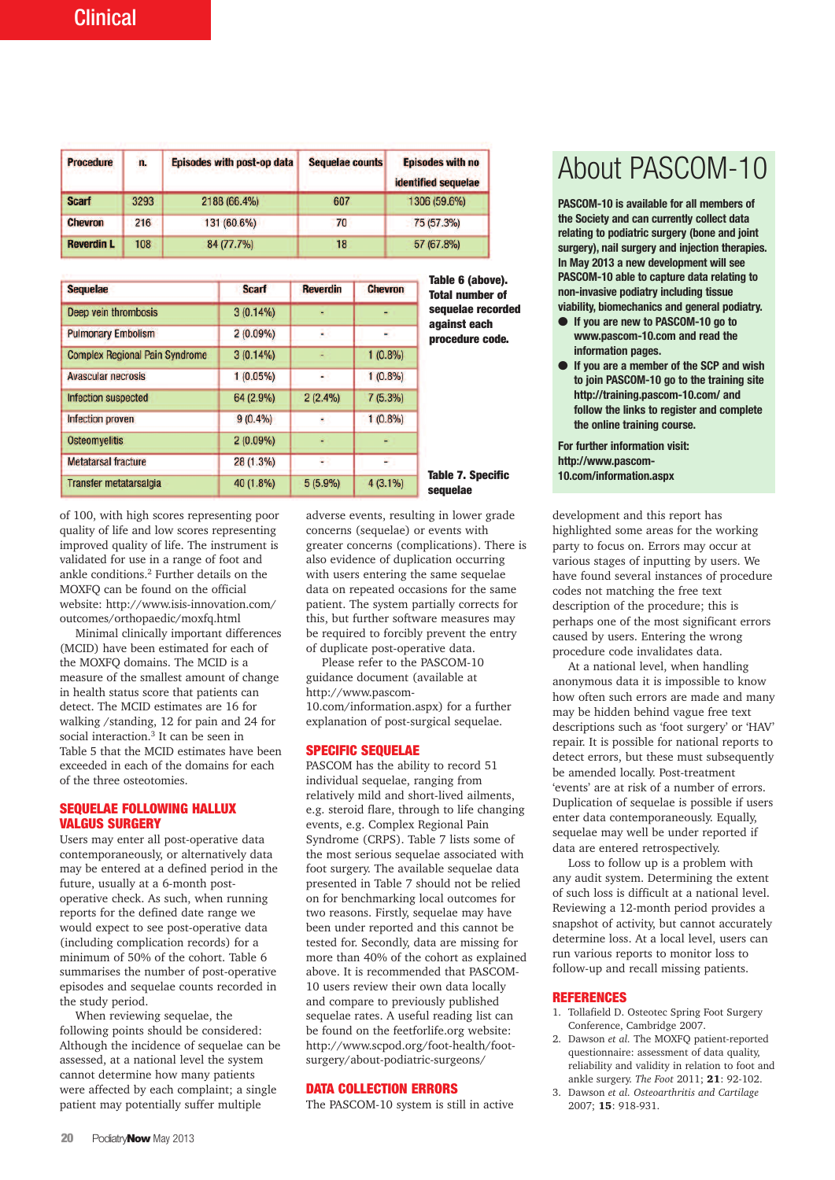| Procedure | n. | Episodes with post-op data | Sequelae counts | Episodes with no identified sequelae |
|---|---|---|---|---|
| Scarf | 3293 | 2188 (66.4%) | 607 | 1306 (59.6%) |
| Chevron | 216 | 131 (60.6%) | 70 | 75 (57.3%) |
| Reverdin L | 108 | 84 (77.7%) | 18 | 57 (67.8%) |

**Table 6 (above). Total number of sequelae recorded against each procedure code.**

| Sequelae | Scarf | Reverdin | Chevron |
|---|---|---|---|
| Deep vein thrombosis | 3 (0.14%) | - | - |
| Pulmonary Embolism | 2 (0.09%) | - | - |
| Complex Regional Pain Syndrome | 3 (0.14%) | - | 1 (0.8%) |
| Avascular necrosis | 1 (0.05%) | - | 1 (0.8%) |
| Infection suspected | 64 (2.9%) | 2 (2.4%) | 7 (5.3%) |
| Infection proven | 9 (0.4%) | - | 1 (0.8%) |
| Osteomyelitis | 2 (0.09%) | - | - |
| Metatarsal fracture | 28 (1.3%) | - | - |
| Transfer metatarsalgia | 40 (1.8%) | 5 (5.9%) | 4 (3.1%) |

**Table 7. Specific sequelae**

of 100, with high scores representing poor quality of life and low scores representing improved quality of life. The instrument is validated for use in a range of foot and ankle conditions.[2] Further details on the MOXFQ can be found on the official website: http://www.isis-innovation.com/outcomes/orthopaedic/moxfq.html

Minimal clinically important differences (MCID) have been estimated for each of the MOXFQ domains. The MCID is a measure of the smallest amount of change in health status score that patients can detect. The MCID estimates are 16 for walking /standing, 12 for pain and 24 for social interaction.[3] It can be seen in Table 5 that the MCID estimates have been exceeded in each of the domains for each of the three osteotomies.

## SEQUELAE FOLLOWING HALLUX VALGUS SURGERY

Users may enter all post-operative data contemporaneously, or alternatively data may be entered at a defined period in the future, usually at a 6-month post-operative check. As such, when running reports for the defined date range we would expect to see post-operative data (including complication records) for a minimum of 50% of the cohort. Table 6 summarises the number of post-operative episodes and sequelae counts recorded in the study period.

When reviewing sequelae, the following points should be considered: Although the incidence of sequelae can be assessed, at a national level the system cannot determine how many patients were affected by each complaint; a single patient may potentially suffer multiple adverse events, resulting in lower grade concerns (sequelae) or events with greater concerns (complications). There is also evidence of duplication occurring with users entering the same sequelae data on repeated occasions for the same patient. The system partially corrects for this, but further software measures may be required to forcibly prevent the entry of duplicate post-operative data.

Please refer to the PASCOM-10 guidance document (available at http://www.pascom-10.com/information.aspx) for a further explanation of post-surgical sequelae.

## SPECIFIC SEQUELAE

PASCOM has the ability to record 51 individual sequelae, ranging from relatively mild and short-lived ailments, e.g. steroid flare, through to life changing events, e.g. Complex Regional Pain Syndrome (CRPS). Table 7 lists some of the most serious sequelae associated with foot surgery. The available sequelae data presented in Table 7 should not be relied on for benchmarking local outcomes for two reasons. Firstly, sequelae may have been under reported and this cannot be tested for. Secondly, data are missing for more than 40% of the cohort as explained above. It is recommended that PASCOM-10 users review their own data locally and compare to previously published sequelae rates. A useful reading list can be found on the feetforlife.org website: http://www.scpod.org/foot-health/foot-surgery/about-podiatric-surgeons/

## DATA COLLECTION ERRORS

The PASCOM-10 system is still in active development and this report has highlighted some areas for the working party to focus on. Errors may occur at various stages of inputting by users. We have found several instances of procedure codes not matching the free text description of the procedure; this is perhaps one of the most significant errors caused by users. Entering the wrong procedure code invalidates data.

At a national level, when handling anonymous data it is impossible to know how often such errors are made and many may be hidden behind vague free text descriptions such as 'foot surgery' or 'HAV' repair. It is possible for national reports to detect errors, but these must subsequently be amended locally. Post-treatment 'events' are at risk of a number of errors. Duplication of sequelae is possible if users enter data contemporaneously. Equally, sequelae may well be under reported if data are entered retrospectively.

Loss to follow up is a problem with any audit system. Determining the extent of such loss is difficult at a national level. Reviewing a 12-month period provides a snapshot of activity, but cannot accurately determine loss. At a local level, users can run various reports to monitor loss to follow-up and recall missing patients.

## About PASCOM-10

**PASCOM-10 is available for all members of the Society and can currently collect data relating to podiatric surgery (bone and joint surgery), nail surgery and injection therapies. In May 2013 a new development will see PASCOM-10 able to capture data relating to non-invasive podiatry including tissue viability, biomechanics and general podiatry.**

- **If you are new to PASCOM-10 go to www.pascom-10.com and read the information pages.**
- **If you are a member of the SCP and wish to join PASCOM-10 go to the training site http://training.pascom-10.com/ and follow the links to register and complete the online training course.**

**For further information visit: http://www.pascom-10.com/information.aspx**

## REFERENCES

1. Tollafield D. Osteotec Spring Foot Surgery Conference, Cambridge 2007.
2. Dawson *et al.* The MOXFQ patient-reported questionnaire: assessment of data quality, reliability and validity in relation to foot and ankle surgery. *The Foot* 2011; **21**: 92-102.
3. Dawson *et al. Osteoarthritis and Cartilage* 2007; **15**: 918-931.